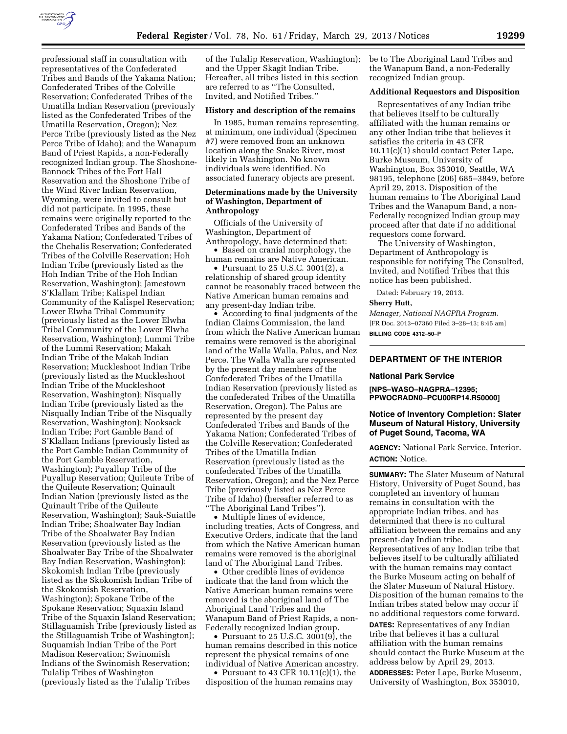professional staff in consultation with representatives of the Confederated Tribes and Bands of the Yakama Nation; Confederated Tribes of the Colville Reservation; Confederated Tribes of the Umatilla Indian Reservation (previously listed as the Confederated Tribes of the Umatilla Reservation, Oregon); Nez Perce Tribe (previously listed as the Nez Perce Tribe of Idaho); and the Wanapum Band of Priest Rapids, a non-Federally recognized Indian group. The Shoshone-Bannock Tribes of the Fort Hall Reservation and the Shoshone Tribe of the Wind River Indian Reservation, Wyoming, were invited to consult but did not participate. In 1995, these remains were originally reported to the Confederated Tribes and Bands of the Yakama Nation; Confederated Tribes of the Chehalis Reservation; Confederated Tribes of the Colville Reservation; Hoh Indian Tribe (previously listed as the Hoh Indian Tribe of the Hoh Indian Reservation, Washington); Jamestown S'Klallam Tribe; Kalispel Indian Community of the Kalispel Reservation; Lower Elwha Tribal Community (previously listed as the Lower Elwha Tribal Community of the Lower Elwha Reservation, Washington); Lummi Tribe of the Lummi Reservation; Makah Indian Tribe of the Makah Indian Reservation; Muckleshoot Indian Tribe (previously listed as the Muckleshoot Indian Tribe of the Muckleshoot Reservation, Washington); Nisqually Indian Tribe (previously listed as the Nisqually Indian Tribe of the Nisqually Reservation, Washington); Nooksack Indian Tribe; Port Gamble Band of S'Klallam Indians (previously listed as the Port Gamble Indian Community of the Port Gamble Reservation, Washington); Puyallup Tribe of the Puyallup Reservation; Quileute Tribe of the Quileute Reservation; Quinault Indian Nation (previously listed as the Quinault Tribe of the Quileute Reservation, Washington); Sauk-Suiattle Indian Tribe; Shoalwater Bay Indian Tribe of the Shoalwater Bay Indian Reservation (previously listed as the Shoalwater Bay Tribe of the Shoalwater Bay Indian Reservation, Washington); Skokomish Indian Tribe (previously listed as the Skokomish Indian Tribe of the Skokomish Reservation, Washington); Spokane Tribe of the Spokane Reservation; Squaxin Island Tribe of the Squaxin Island Reservation; Stillaguamish Tribe (previously listed as the Stillaguamish Tribe of Washington); Suquamish Indian Tribe of the Port Madison Reservation; Swinomish Indians of the Swinomish Reservation; Tulalip Tribes of Washington (previously listed as the Tulalip Tribes of the Tulalip Reservation, Washington); and the Upper Skagit Indian Tribe. Hereafter, all tribes listed in this section are referred to as "The Consulted, Invited, and Notified Tribes."

### History and description of the remains

In 1985, human remains representing, at minimum, one individual (Specimen #7) were removed from an unknown location along the Snake River, most likely in Washington. No known individuals were identified. No associated funerary objects are present.

### Determinations made by the University of Washington, Department of Anthropology

Officials of the University of Washington, Department of Anthropology, have determined that:

- Based on cranial morphology, the human remains are Native American.
- Pursuant to 25 U.S.C. 3001(2), a relationship of shared group identity cannot be reasonably traced between the Native American human remains and any present-day Indian tribe.
- According to final judgments of the Indian Claims Commission, the land from which the Native American human remains were removed is the aboriginal land of the Walla Walla, Palus, and Nez Perce. The Walla Walla are represented by the present day members of the Confederated Tribes of the Umatilla Indian Reservation (previously listed as the confederated Tribes of the Umatilla Reservation, Oregon). The Palus are represented by the present day Confederated Tribes and Bands of the Yakama Nation; Confederated Tribes of the Colville Reservation; Confederated Tribes of the Umatilla Indian Reservation (previously listed as the confederated Tribes of the Umatilla Reservation, Oregon); and the Nez Perce Tribe (previously listed as Nez Perce Tribe of Idaho) (hereafter referred to as "The Aboriginal Land Tribes").
- Multiple lines of evidence, including treaties, Acts of Congress, and Executive Orders, indicate that the land from which the Native American human remains were removed is the aboriginal land of The Aboriginal Land Tribes.
- Other credible lines of evidence indicate that the land from which the Native American human remains were removed is the aboriginal land of The Aboriginal Land Tribes and the Wanapum Band of Priest Rapids, a non-Federally recognized Indian group.
- Pursuant to 25 U.S.C. 3001(9), the human remains described in this notice represent the physical remains of one individual of Native American ancestry.
- Pursuant to 43 CFR 10.11(c)(1), the disposition of the human remains may be to The Aboriginal Land Tribes and the Wanapum Band, a non-Federally recognized Indian group.

### Additional Requestors and Disposition

Representatives of any Indian tribe that believes itself to be culturally affiliated with the human remains or any other Indian tribe that believes it satisfies the criteria in 43 CFR 10.11(c)(1) should contact Peter Lape, Burke Museum, University of Washington, Box 353010, Seattle, WA 98195, telephone (206) 685–3849, before April 29, 2013. Disposition of the human remains to The Aboriginal Land Tribes and the Wanapum Band, a non-Federally recognized Indian group may proceed after that date if no additional requestors come forward.

The University of Washington, Department of Anthropology is responsible for notifying The Consulted, Invited, and Notified Tribes that this notice has been published.

Dated: February 19, 2013.

**Sherry Hutt,**

*Manager, National NAGPRA Program.*

[FR Doc. 2013–07360 Filed 3–28–13; 8:45 am]

**BILLING CODE 4312–50–P**

---

## DEPARTMENT OF THE INTERIOR

### National Park Service

**[NPS–WASO–NAGPRA–12395; PPWOCRADN0–PCU00RP14.R50000]**

### Notice of Inventory Completion: Slater Museum of Natural History, University of Puget Sound, Tacoma, WA

**AGENCY:** National Park Service, Interior.

**ACTION:** Notice.

**SUMMARY:** The Slater Museum of Natural History, University of Puget Sound, has completed an inventory of human remains in consultation with the appropriate Indian tribes, and has determined that there is no cultural affiliation between the remains and any present-day Indian tribe. Representatives of any Indian tribe that believes itself to be culturally affiliated with the human remains may contact the Burke Museum acting on behalf of the Slater Museum of Natural History. Disposition of the human remains to the Indian tribes stated below may occur if no additional requestors come forward.

**DATES:** Representatives of any Indian tribe that believes it has a cultural affiliation with the human remains should contact the Burke Museum at the address below by April 29, 2013.

**ADDRESSES:** Peter Lape, Burke Museum, University of Washington, Box 353010,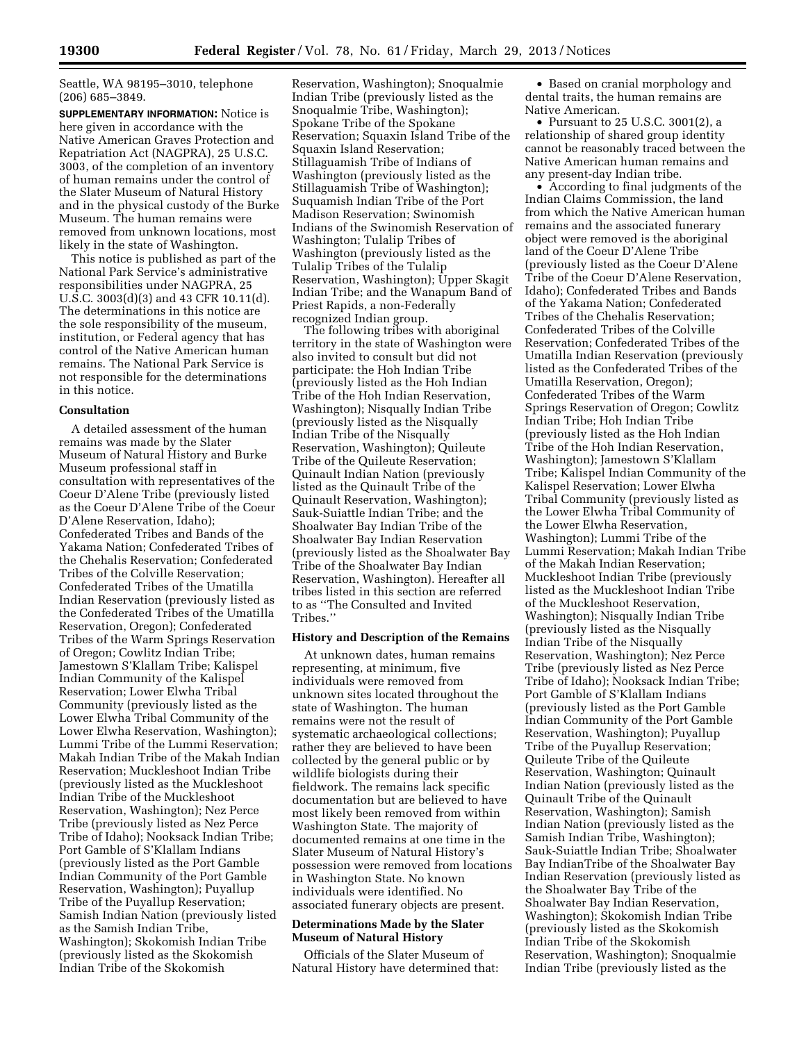Seattle, WA 98195–3010, telephone (206) 685–3849.

**SUPPLEMENTARY INFORMATION:** Notice is here given in accordance with the Native American Graves Protection and Repatriation Act (NAGPRA), 25 U.S.C. 3003, of the completion of an inventory of human remains under the control of the Slater Museum of Natural History and in the physical custody of the Burke Museum. The human remains were removed from unknown locations, most likely in the state of Washington.

This notice is published as part of the National Park Service's administrative responsibilities under NAGPRA, 25 U.S.C. 3003(d)(3) and 43 CFR 10.11(d). The determinations in this notice are the sole responsibility of the museum, institution, or Federal agency that has control of the Native American human remains. The National Park Service is not responsible for the determinations in this notice.

**Consultation**

A detailed assessment of the human remains was made by the Slater Museum of Natural History and Burke Museum professional staff in consultation with representatives of the Coeur D'Alene Tribe (previously listed as the Coeur D'Alene Tribe of the Coeur D'Alene Reservation, Idaho); Confederated Tribes and Bands of the Yakama Nation; Confederated Tribes of the Chehalis Reservation; Confederated Tribes of the Colville Reservation; Confederated Tribes of the Umatilla Indian Reservation (previously listed as the Confederated Tribes of the Umatilla Reservation, Oregon); Confederated Tribes of the Warm Springs Reservation of Oregon; Cowlitz Indian Tribe; Jamestown S'Klallam Tribe; Kalispel Indian Community of the Kalispel Reservation; Lower Elwha Tribal Community (previously listed as the Lower Elwha Tribal Community of the Lower Elwha Reservation, Washington); Lummi Tribe of the Lummi Reservation; Makah Indian Tribe of the Makah Indian Reservation; Muckleshoot Indian Tribe (previously listed as the Muckleshoot Indian Tribe of the Muckleshoot Reservation, Washington); Nez Perce Tribe (previously listed as Nez Perce Tribe of Idaho); Nooksack Indian Tribe; Port Gamble of S'Klallam Indians (previously listed as the Port Gamble Indian Community of the Port Gamble Reservation, Washington); Puyallup Tribe of the Puyallup Reservation; Samish Indian Nation (previously listed as the Samish Indian Tribe, Washington); Skokomish Indian Tribe (previously listed as the Skokomish Indian Tribe of the Skokomish Reservation, Washington); Snoqualmie Indian Tribe (previously listed as the Snoqualmie Tribe, Washington); Spokane Tribe of the Spokane Reservation; Squaxin Island Tribe of the Squaxin Island Reservation; Stillaguamish Tribe of Indians of Washington (previously listed as the Stillaguamish Tribe of Washington); Suquamish Indian Tribe of the Port Madison Reservation; Swinomish Indians of the Swinomish Reservation of Washington; Tulalip Tribes of Washington (previously listed as the Tulalip Tribes of the Tulalip Reservation, Washington); Upper Skagit Indian Tribe; and the Wanapum Band of Priest Rapids, a non-Federally recognized Indian group.

The following tribes with aboriginal territory in the state of Washington were also invited to consult but did not participate: the Hoh Indian Tribe (previously listed as the Hoh Indian Tribe of the Hoh Indian Reservation, Washington); Nisqually Indian Tribe (previously listed as the Nisqually Indian Tribe of the Nisqually Reservation, Washington); Quileute Tribe of the Quileute Reservation; Quinault Indian Nation (previously listed as the Quinault Tribe of the Quinault Reservation, Washington); Sauk-Suiattle Indian Tribe; and the Shoalwater Bay Indian Tribe of the Shoalwater Bay Indian Reservation (previously listed as the Shoalwater Bay Tribe of the Shoalwater Bay Indian Reservation, Washington). Hereafter all tribes listed in this section are referred to as ''The Consulted and Invited Tribes.''

**History and Description of the Remains**

At unknown dates, human remains representing, at minimum, five individuals were removed from unknown sites located throughout the state of Washington. The human remains were not the result of systematic archaeological collections; rather they are believed to have been collected by the general public or by wildlife biologists during their fieldwork. The remains lack specific documentation but are believed to have most likely been removed from within Washington State. The majority of documented remains at one time in the Slater Museum of Natural History's possession were removed from locations in Washington State. No known individuals were identified. No associated funerary objects are present.

**Determinations Made by the Slater Museum of Natural History**

Officials of the Slater Museum of Natural History have determined that:

- Based on cranial morphology and dental traits, the human remains are Native American.
- Pursuant to 25 U.S.C. 3001(2), a relationship of shared group identity cannot be reasonably traced between the Native American human remains and any present-day Indian tribe.
- According to final judgments of the Indian Claims Commission, the land from which the Native American human remains and the associated funerary object were removed is the aboriginal land of the Coeur D'Alene Tribe (previously listed as the Coeur D'Alene Tribe of the Coeur D'Alene Reservation, Idaho); Confederated Tribes and Bands of the Yakama Nation; Confederated Tribes of the Chehalis Reservation; Confederated Tribes of the Colville Reservation; Confederated Tribes of the Umatilla Indian Reservation (previously listed as the Confederated Tribes of the Umatilla Reservation, Oregon); Confederated Tribes of the Warm Springs Reservation of Oregon; Cowlitz Indian Tribe; Hoh Indian Tribe (previously listed as the Hoh Indian Tribe of the Hoh Indian Reservation, Washington); Jamestown S'Klallam Tribe; Kalispel Indian Community of the Kalispel Reservation; Lower Elwha Tribal Community (previously listed as the Lower Elwha Tribal Community of the Lower Elwha Reservation, Washington); Lummi Tribe of the Lummi Reservation; Makah Indian Tribe of the Makah Indian Reservation; Muckleshoot Indian Tribe (previously listed as the Muckleshoot Indian Tribe of the Muckleshoot Reservation, Washington); Nisqually Indian Tribe (previously listed as the Nisqually Indian Tribe of the Nisqually Reservation, Washington); Nez Perce Tribe (previously listed as Nez Perce Tribe of Idaho); Nooksack Indian Tribe; Port Gamble of S'Klallam Indians (previously listed as the Port Gamble Indian Community of the Port Gamble Reservation, Washington); Puyallup Tribe of the Puyallup Reservation; Quileute Tribe of the Quileute Reservation, Washington; Quinault Indian Nation (previously listed as the Quinault Tribe of the Quinault Reservation, Washington); Samish Indian Nation (previously listed as the Samish Indian Tribe, Washington); Sauk-Suiattle Indian Tribe; Shoalwater Bay IndianTribe of the Shoalwater Bay Indian Reservation (previously listed as the Shoalwater Bay Tribe of the Shoalwater Bay Indian Reservation, Washington); Skokomish Indian Tribe (previously listed as the Skokomish Indian Tribe of the Skokomish Reservation, Washington); Snoqualmie Indian Tribe (previously listed as the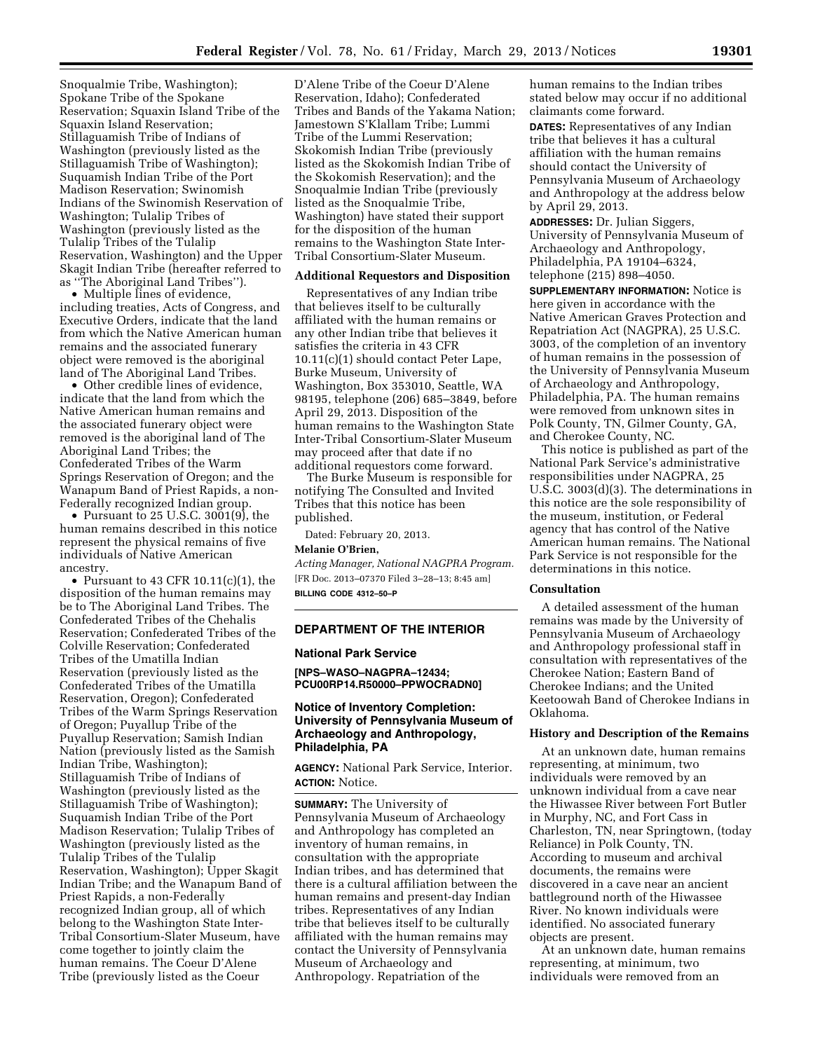Snoqualmie Tribe, Washington); Spokane Tribe of the Spokane Reservation; Squaxin Island Tribe of the Squaxin Island Reservation; Stillaguamish Tribe of Indians of Washington (previously listed as the Stillaguamish Tribe of Washington); Suquamish Indian Tribe of the Port Madison Reservation; Swinomish Indians of the Swinomish Reservation of Washington; Tulalip Tribes of Washington (previously listed as the Tulalip Tribes of the Tulalip Reservation, Washington) and the Upper Skagit Indian Tribe (hereafter referred to as ''The Aboriginal Land Tribes'').

- Multiple lines of evidence, including treaties, Acts of Congress, and Executive Orders, indicate that the land from which the Native American human remains and the associated funerary object were removed is the aboriginal land of The Aboriginal Land Tribes.
- Other credible lines of evidence, indicate that the land from which the Native American human remains and the associated funerary object were removed is the aboriginal land of The Aboriginal Land Tribes; the Confederated Tribes of the Warm Springs Reservation of Oregon; and the Wanapum Band of Priest Rapids, a non-Federally recognized Indian group.
- Pursuant to 25 U.S.C. 3001(9), the human remains described in this notice represent the physical remains of five individuals of Native American ancestry.
- Pursuant to 43 CFR 10.11(c)(1), the disposition of the human remains may be to The Aboriginal Land Tribes. The Confederated Tribes of the Chehalis Reservation; Confederated Tribes of the Colville Reservation; Confederated Tribes of the Umatilla Indian Reservation (previously listed as the Confederated Tribes of the Umatilla Reservation, Oregon); Confederated Tribes of the Warm Springs Reservation of Oregon; Puyallup Tribe of the Puyallup Reservation; Samish Indian Nation (previously listed as the Samish Indian Tribe, Washington); Stillaguamish Tribe of Indians of Washington (previously listed as the Stillaguamish Tribe of Washington); Suquamish Indian Tribe of the Port Madison Reservation; Tulalip Tribes of Washington (previously listed as the Tulalip Tribes of the Tulalip Reservation, Washington); Upper Skagit Indian Tribe; and the Wanapum Band of Priest Rapids, a non-Federally recognized Indian group, all of which belong to the Washington State Inter-Tribal Consortium-Slater Museum, have come together to jointly claim the human remains. The Coeur D'Alene Tribe (previously listed as the Coeur D'Alene Tribe of the Coeur D'Alene Reservation, Idaho); Confederated Tribes and Bands of the Yakama Nation; Jamestown S'Klallam Tribe; Lummi Tribe of the Lummi Reservation; Skokomish Indian Tribe (previously listed as the Skokomish Indian Tribe of the Skokomish Reservation); and the Snoqualmie Indian Tribe (previously listed as the Snoqualmie Tribe, Washington) have stated their support for the disposition of the human remains to the Washington State Inter-Tribal Consortium-Slater Museum.

### Additional Requestors and Disposition

Representatives of any Indian tribe that believes itself to be culturally affiliated with the human remains or any other Indian tribe that believes it satisfies the criteria in 43 CFR 10.11(c)(1) should contact Peter Lape, Burke Museum, University of Washington, Box 353010, Seattle, WA 98195, telephone (206) 685–3849, before April 29, 2013. Disposition of the human remains to the Washington State Inter-Tribal Consortium-Slater Museum may proceed after that date if no additional requestors come forward.

The Burke Museum is responsible for notifying The Consulted and Invited Tribes that this notice has been published.

Dated: February 20, 2013.

**Melanie O'Brien,**

*Acting Manager, National NAGPRA Program.*

[FR Doc. 2013–07370 Filed 3–28–13; 8:45 am]

**BILLING CODE 4312–50–P**

## DEPARTMENT OF THE INTERIOR

### National Park Service

**[NPS–WASO–NAGPRA–12434; PCU00RP14.R50000–PPWOCRADN0]**

## Notice of Inventory Completion: University of Pennsylvania Museum of Archaeology and Anthropology, Philadelphia, PA

**AGENCY:** National Park Service, Interior.

**ACTION:** Notice.

**SUMMARY:** The University of Pennsylvania Museum of Archaeology and Anthropology has completed an inventory of human remains, in consultation with the appropriate Indian tribes, and has determined that there is a cultural affiliation between the human remains and present-day Indian tribes. Representatives of any Indian tribe that believes itself to be culturally affiliated with the human remains may contact the University of Pennsylvania Museum of Archaeology and Anthropology. Repatriation of the human remains to the Indian tribes stated below may occur if no additional claimants come forward.

**DATES:** Representatives of any Indian tribe that believes it has a cultural affiliation with the human remains should contact the University of Pennsylvania Museum of Archaeology and Anthropology at the address below by April 29, 2013.

**ADDRESSES:** Dr. Julian Siggers, University of Pennsylvania Museum of Archaeology and Anthropology, Philadelphia, PA 19104–6324, telephone (215) 898–4050.

**SUPPLEMENTARY INFORMATION:** Notice is here given in accordance with the Native American Graves Protection and Repatriation Act (NAGPRA), 25 U.S.C. 3003, of the completion of an inventory of human remains in the possession of the University of Pennsylvania Museum of Archaeology and Anthropology, Philadelphia, PA. The human remains were removed from unknown sites in Polk County, TN, Gilmer County, GA, and Cherokee County, NC.

This notice is published as part of the National Park Service's administrative responsibilities under NAGPRA, 25 U.S.C. 3003(d)(3). The determinations in this notice are the sole responsibility of the museum, institution, or Federal agency that has control of the Native American human remains. The National Park Service is not responsible for the determinations in this notice.

### Consultation

A detailed assessment of the human remains was made by the University of Pennsylvania Museum of Archaeology and Anthropology professional staff in consultation with representatives of the Cherokee Nation; Eastern Band of Cherokee Indians; and the United Keetoowah Band of Cherokee Indians in Oklahoma.

### History and Description of the Remains

At an unknown date, human remains representing, at minimum, two individuals were removed by an unknown individual from a cave near the Hiwassee River between Fort Butler in Murphy, NC, and Fort Cass in Charleston, TN, near Springtown, (today Reliance) in Polk County, TN. According to museum and archival documents, the remains were discovered in a cave near an ancient battleground north of the Hiwassee River. No known individuals were identified. No associated funerary objects are present.

At an unknown date, human remains representing, at minimum, two individuals were removed from an